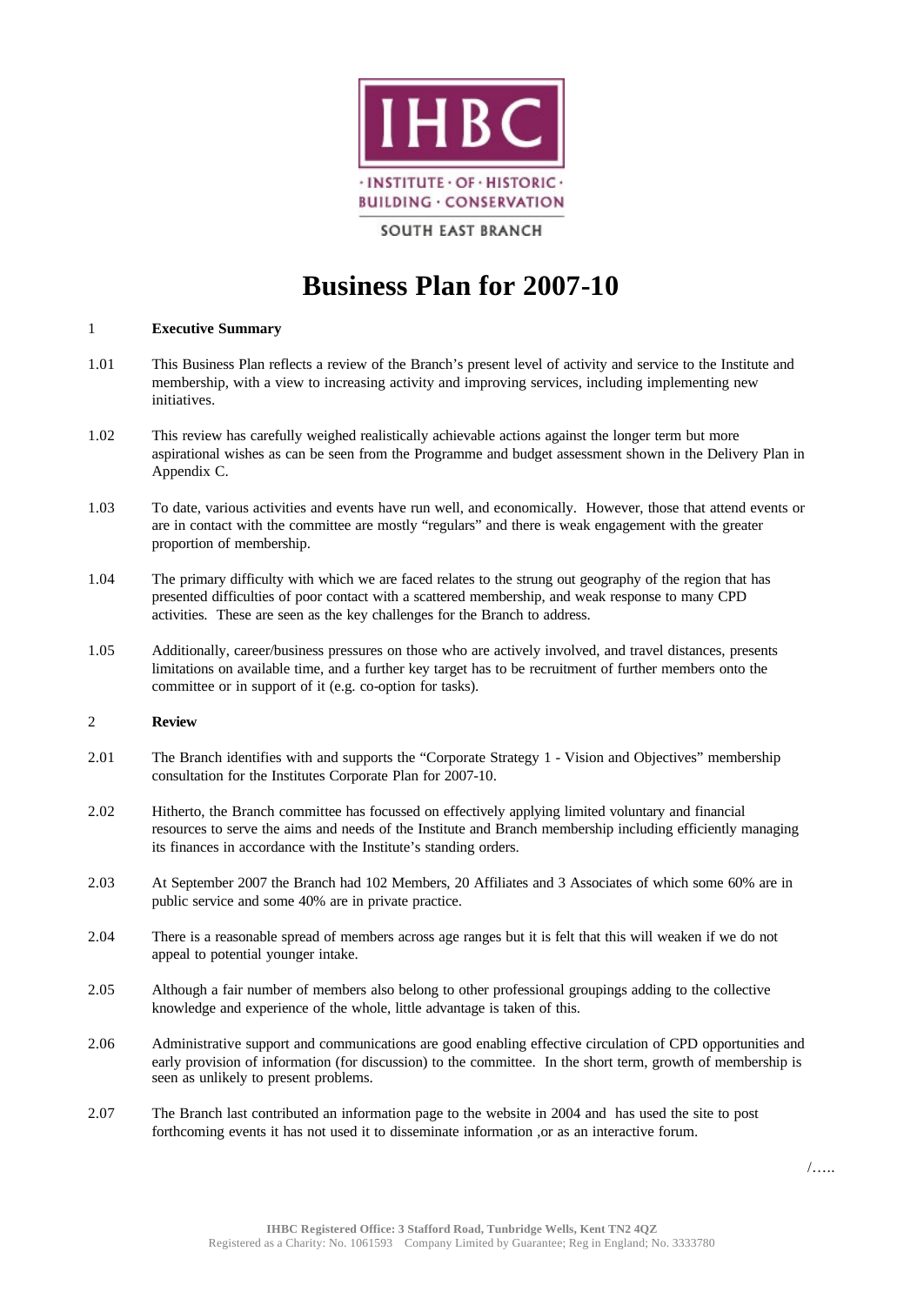IHBC

· INSTITUTE · OF · HISTORIC ·
BUILDING · CONSERVATION

SOUTH EAST BRANCH

# Business Plan for 2007-10

## 1 Executive Summary

1.01 This Business Plan reflects a review of the Branch's present level of activity and service to the Institute and membership, with a view to increasing activity and improving services, including implementing new initiatives.

1.02 This review has carefully weighed realistically achievable actions against the longer term but more aspirational wishes as can be seen from the Programme and budget assessment shown in the Delivery Plan in Appendix C.

1.03 To date, various activities and events have run well, and economically. However, those that attend events or are in contact with the committee are mostly "regulars" and there is weak engagement with the greater proportion of membership.

1.04 The primary difficulty with which we are faced relates to the strung out geography of the region that has presented difficulties of poor contact with a scattered membership, and weak response to many CPD activities. These are seen as the key challenges for the Branch to address.

1.05 Additionally, career/business pressures on those who are actively involved, and travel distances, presents limitations on available time, and a further key target has to be recruitment of further members onto the committee or in support of it (e.g. co-option for tasks).

## 2 Review

2.01 The Branch identifies with and supports the "Corporate Strategy 1 - Vision and Objectives" membership consultation for the Institutes Corporate Plan for 2007-10.

2.02 Hitherto, the Branch committee has focussed on effectively applying limited voluntary and financial resources to serve the aims and needs of the Institute and Branch membership including efficiently managing its finances in accordance with the Institute's standing orders.

2.03 At September 2007 the Branch had 102 Members, 20 Affiliates and 3 Associates of which some 60% are in public service and some 40% are in private practice.

2.04 There is a reasonable spread of members across age ranges but it is felt that this will weaken if we do not appeal to potential younger intake.

2.05 Although a fair number of members also belong to other professional groupings adding to the collective knowledge and experience of the whole, little advantage is taken of this.

2.06 Administrative support and communications are good enabling effective circulation of CPD opportunities and early provision of information (for discussion) to the committee. In the short term, growth of membership is seen as unlikely to present problems.

2.07 The Branch last contributed an information page to the website in 2004 and has used the site to post forthcoming events it has not used it to disseminate information ,or as an interactive forum.

/…..

IHBC Registered Office: 3 Stafford Road, Tunbridge Wells, Kent TN2 4QZ
Registered as a Charity: No. 1061593 Company Limited by Guarantee; Reg in England; No. 3333780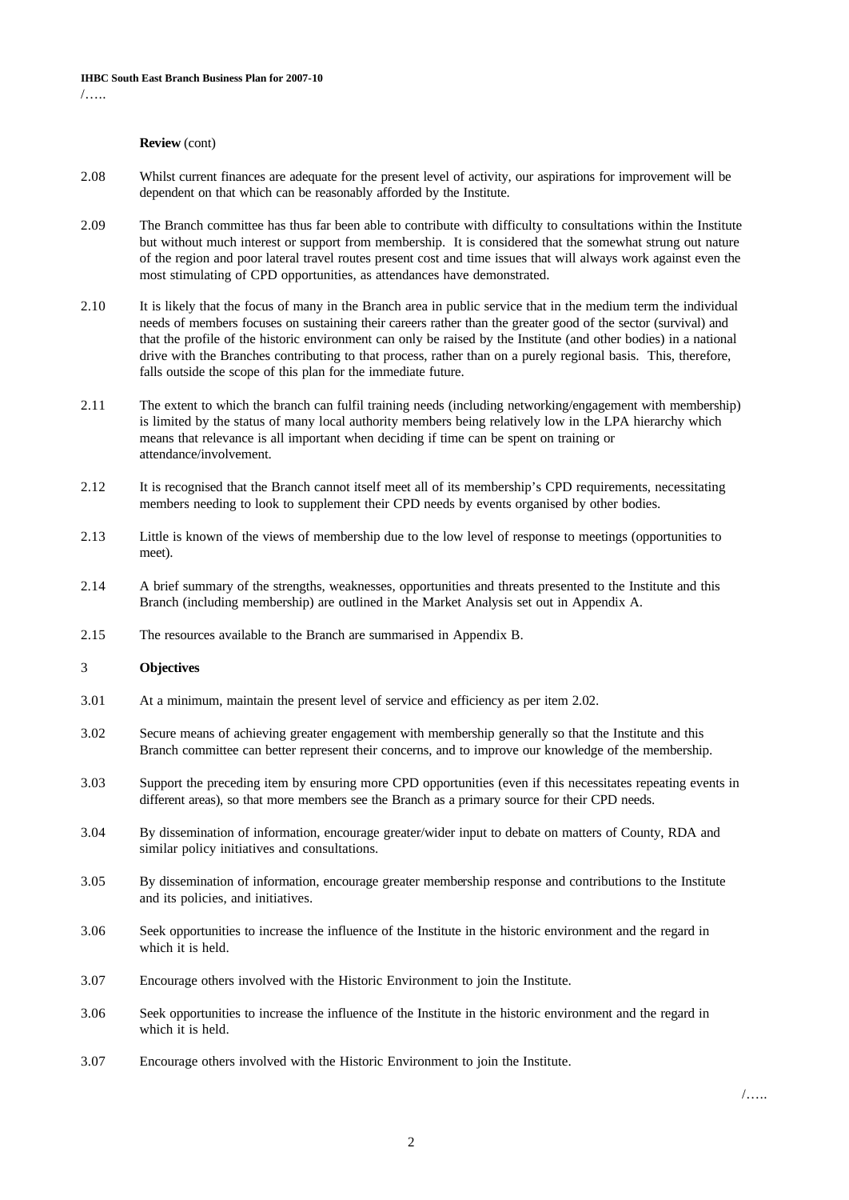**Review** (cont)

2.08 Whilst current finances are adequate for the present level of activity, our aspirations for improvement will be dependent on that which can be reasonably afforded by the Institute.

2.09 The Branch committee has thus far been able to contribute with difficulty to consultations within the Institute but without much interest or support from membership. It is considered that the somewhat strung out nature of the region and poor lateral travel routes present cost and time issues that will always work against even the most stimulating of CPD opportunities, as attendances have demonstrated.

2.10 It is likely that the focus of many in the Branch area in public service that in the medium term the individual needs of members focuses on sustaining their careers rather than the greater good of the sector (survival) and that the profile of the historic environment can only be raised by the Institute (and other bodies) in a national drive with the Branches contributing to that process, rather than on a purely regional basis. This, therefore, falls outside the scope of this plan for the immediate future.

2.11 The extent to which the branch can fulfil training needs (including networking/engagement with membership) is limited by the status of many local authority members being relatively low in the LPA hierarchy which means that relevance is all important when deciding if time can be spent on training or attendance/involvement.

2.12 It is recognised that the Branch cannot itself meet all of its membership's CPD requirements, necessitating members needing to look to supplement their CPD needs by events organised by other bodies.

2.13 Little is known of the views of membership due to the low level of response to meetings (opportunities to meet).

2.14 A brief summary of the strengths, weaknesses, opportunities and threats presented to the Institute and this Branch (including membership) are outlined in the Market Analysis set out in Appendix A.

2.15 The resources available to the Branch are summarised in Appendix B.

## 3 Objectives

3.01 At a minimum, maintain the present level of service and efficiency as per item 2.02.

3.02 Secure means of achieving greater engagement with membership generally so that the Institute and this Branch committee can better represent their concerns, and to improve our knowledge of the membership.

3.03 Support the preceding item by ensuring more CPD opportunities (even if this necessitates repeating events in different areas), so that more members see the Branch as a primary source for their CPD needs.

3.04 By dissemination of information, encourage greater/wider input to debate on matters of County, RDA and similar policy initiatives and consultations.

3.05 By dissemination of information, encourage greater membership response and contributions to the Institute and its policies, and initiatives.

3.06 Seek opportunities to increase the influence of the Institute in the historic environment and the regard in which it is held.

3.07 Encourage others involved with the Historic Environment to join the Institute.

3.06 Seek opportunities to increase the influence of the Institute in the historic environment and the regard in which it is held.

3.07 Encourage others involved with the Historic Environment to join the Institute.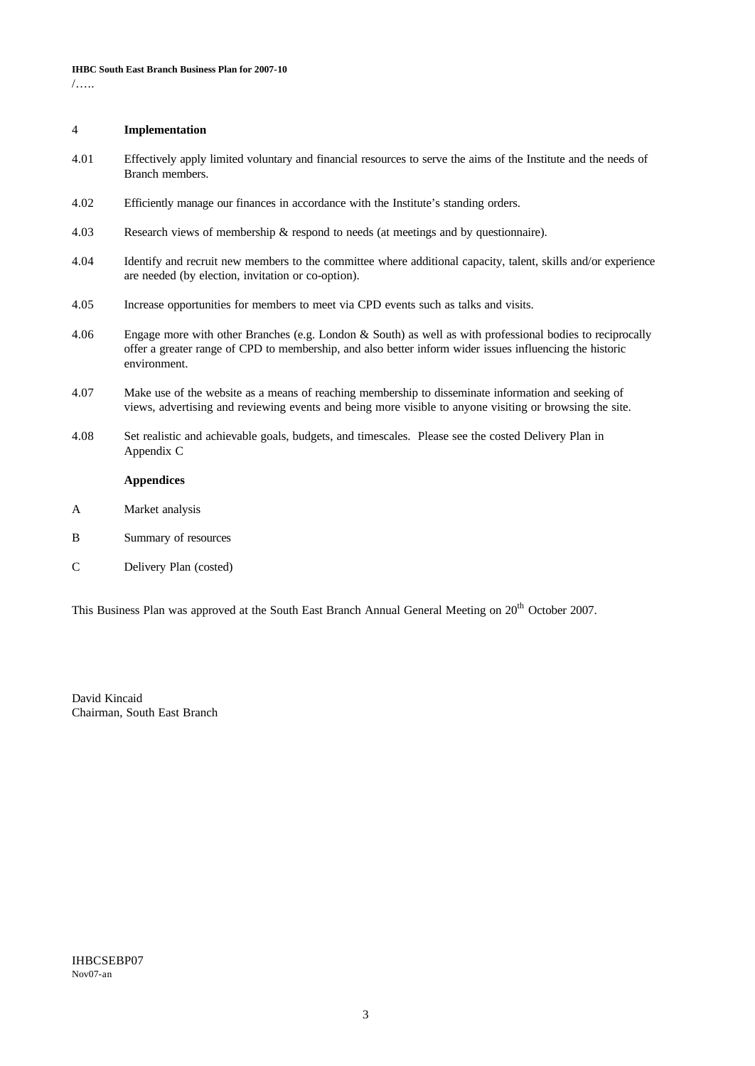## 4 Implementation

4.01 Effectively apply limited voluntary and financial resources to serve the aims of the Institute and the needs of Branch members.

4.02 Efficiently manage our finances in accordance with the Institute's standing orders.

4.03 Research views of membership & respond to needs (at meetings and by questionnaire).

4.04 Identify and recruit new members to the committee where additional capacity, talent, skills and/or experience are needed (by election, invitation or co-option).

4.05 Increase opportunities for members to meet via CPD events such as talks and visits.

4.06 Engage more with other Branches (e.g. London & South) as well as with professional bodies to reciprocally offer a greater range of CPD to membership, and also better inform wider issues influencing the historic environment.

4.07 Make use of the website as a means of reaching membership to disseminate information and seeking of views, advertising and reviewing events and being more visible to anyone visiting or browsing the site.

4.08 Set realistic and achievable goals, budgets, and timescales. Please see the costed Delivery Plan in Appendix C

**Appendices**

A Market analysis

B Summary of resources

C Delivery Plan (costed)

This Business Plan was approved at the South East Branch Annual General Meeting on 20th October 2007.

David Kincaid
Chairman, South East Branch

IHBCSEBP07
Nov07-an